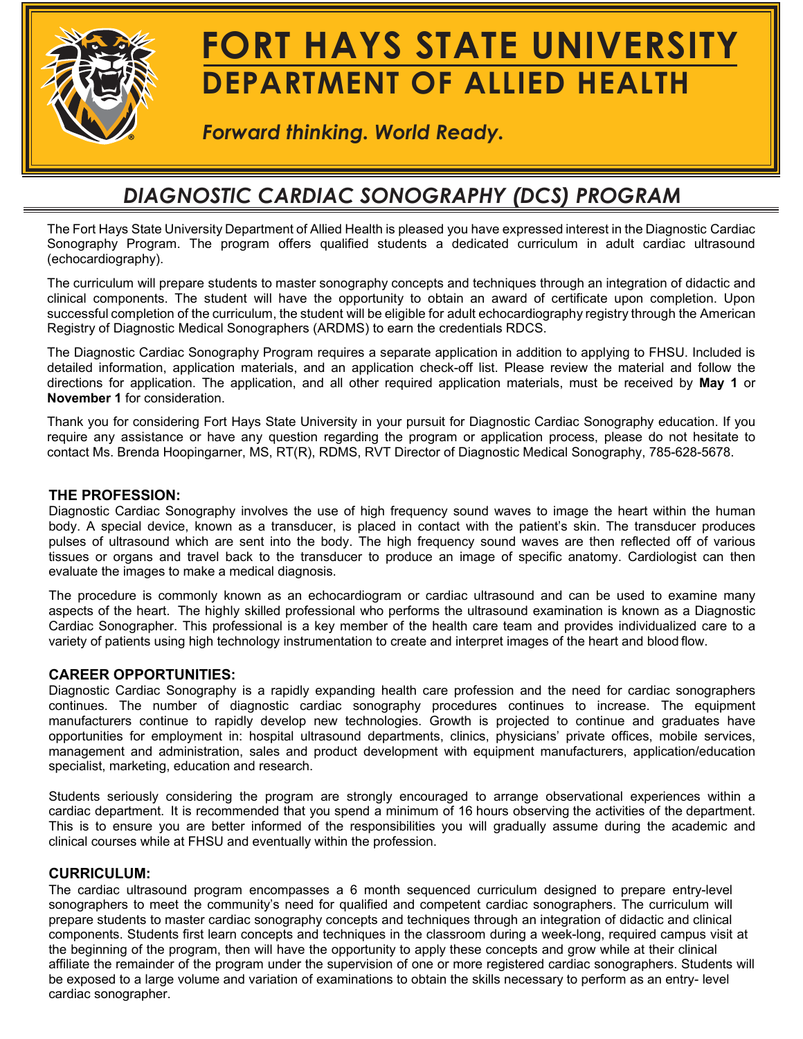# FORT HAYS STATE UNIVERSITY
## DEPARTMENT OF ALLIED HEALTH

*Forward thinking. World Ready.*

## *DIAGNOSTIC CARDIAC SONOGRAPHY (DCS) PROGRAM*

The Fort Hays State University Department of Allied Health is pleased you have expressed interest in the Diagnostic Cardiac Sonography Program. The program offers qualified students a dedicated curriculum in adult cardiac ultrasound (echocardiography).

The curriculum will prepare students to master sonography concepts and techniques through an integration of didactic and clinical components. The student will have the opportunity to obtain an award of certificate upon completion. Upon successful completion of the curriculum, the student will be eligible for adult echocardiography registry through the American Registry of Diagnostic Medical Sonographers (ARDMS) to earn the credentials RDCS.

The Diagnostic Cardiac Sonography Program requires a separate application in addition to applying to FHSU. Included is detailed information, application materials, and an application check-off list. Please review the material and follow the directions for application. The application, and all other required application materials, must be received by **May 1** or **November 1** for consideration.

Thank you for considering Fort Hays State University in your pursuit for Diagnostic Cardiac Sonography education. If you require any assistance or have any question regarding the program or application process, please do not hesitate to contact Ms. Brenda Hoopingarner, MS, RT(R), RDMS, RVT Director of Diagnostic Medical Sonography, 785-628-5678.

### THE PROFESSION:

Diagnostic Cardiac Sonography involves the use of high frequency sound waves to image the heart within the human body. A special device, known as a transducer, is placed in contact with the patient's skin. The transducer produces pulses of ultrasound which are sent into the body. The high frequency sound waves are then reflected off of various tissues or organs and travel back to the transducer to produce an image of specific anatomy. Cardiologist can then evaluate the images to make a medical diagnosis.

The procedure is commonly known as an echocardiogram or cardiac ultrasound and can be used to examine many aspects of the heart. The highly skilled professional who performs the ultrasound examination is known as a Diagnostic Cardiac Sonographer. This professional is a key member of the health care team and provides individualized care to a variety of patients using high technology instrumentation to create and interpret images of the heart and blood flow.

### CAREER OPPORTUNITIES:

Diagnostic Cardiac Sonography is a rapidly expanding health care profession and the need for cardiac sonographers continues. The number of diagnostic cardiac sonography procedures continues to increase. The equipment manufacturers continue to rapidly develop new technologies. Growth is projected to continue and graduates have opportunities for employment in: hospital ultrasound departments, clinics, physicians' private offices, mobile services, management and administration, sales and product development with equipment manufacturers, application/education specialist, marketing, education and research.

Students seriously considering the program are strongly encouraged to arrange observational experiences within a cardiac department. It is recommended that you spend a minimum of 16 hours observing the activities of the department. This is to ensure you are better informed of the responsibilities you will gradually assume during the academic and clinical courses while at FHSU and eventually within the profession.

### CURRICULUM:

The cardiac ultrasound program encompasses a 6 month sequenced curriculum designed to prepare entry-level sonographers to meet the community's need for qualified and competent cardiac sonographers. The curriculum will prepare students to master cardiac sonography concepts and techniques through an integration of didactic and clinical components. Students first learn concepts and techniques in the classroom during a week-long, required campus visit at the beginning of the program, then will have the opportunity to apply these concepts and grow while at their clinical affiliate the remainder of the program under the supervision of one or more registered cardiac sonographers. Students will be exposed to a large volume and variation of examinations to obtain the skills necessary to perform as an entry- level cardiac sonographer.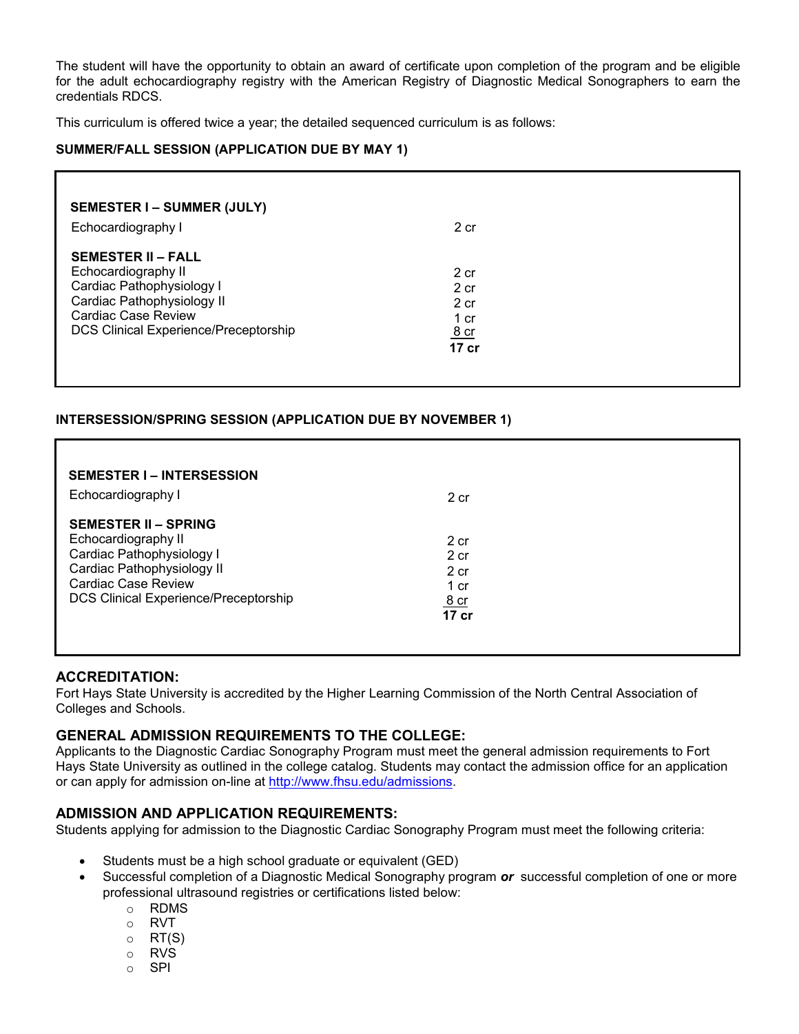The student will have the opportunity to obtain an award of certificate upon completion of the program and be eligible for the adult echocardiography registry with the American Registry of Diagnostic Medical Sonographers to earn the credentials RDCS.

This curriculum is offered twice a year; the detailed sequenced curriculum is as follows:

**SUMMER/FALL SESSION (APPLICATION DUE BY MAY 1)**

| Course | Credits |
|---|---|
| **SEMESTER I – SUMMER (JULY)** | |
| Echocardiography I | 2 cr |
| **SEMESTER II – FALL** | |
| Echocardiography II | 2 cr |
| Cardiac Pathophysiology I | 2 cr |
| Cardiac Pathophysiology II | 2 cr |
| Cardiac Case Review | 1 cr |
| DCS Clinical Experience/Preceptorship | 8 cr |
| | **17 cr** |

**INTERSESSION/SPRING SESSION (APPLICATION DUE BY NOVEMBER 1)**

| Course | Credits |
|---|---|
| **SEMESTER I – INTERSESSION** | |
| Echocardiography I | 2 cr |
| **SEMESTER II – SPRING** | |
| Echocardiography II | 2 cr |
| Cardiac Pathophysiology I | 2 cr |
| Cardiac Pathophysiology II | 2 cr |
| Cardiac Case Review | 1 cr |
| DCS Clinical Experience/Preceptorship | 8 cr |
| | **17 cr** |

## ACCREDITATION:

Fort Hays State University is accredited by the Higher Learning Commission of the North Central Association of Colleges and Schools.

## GENERAL ADMISSION REQUIREMENTS TO THE COLLEGE:

Applicants to the Diagnostic Cardiac Sonography Program must meet the general admission requirements to Fort Hays State University as outlined in the college catalog. Students may contact the admission office for an application or can apply for admission on-line at http://www.fhsu.edu/admissions.

## ADMISSION AND APPLICATION REQUIREMENTS:

Students applying for admission to the Diagnostic Cardiac Sonography Program must meet the following criteria:

- Students must be a high school graduate or equivalent (GED)
- Successful completion of a Diagnostic Medical Sonography program ***or*** successful completion of one or more professional ultrasound registries or certifications listed below:
  - RDMS
  - RVT
  - RT(S)
  - RVS
  - SPI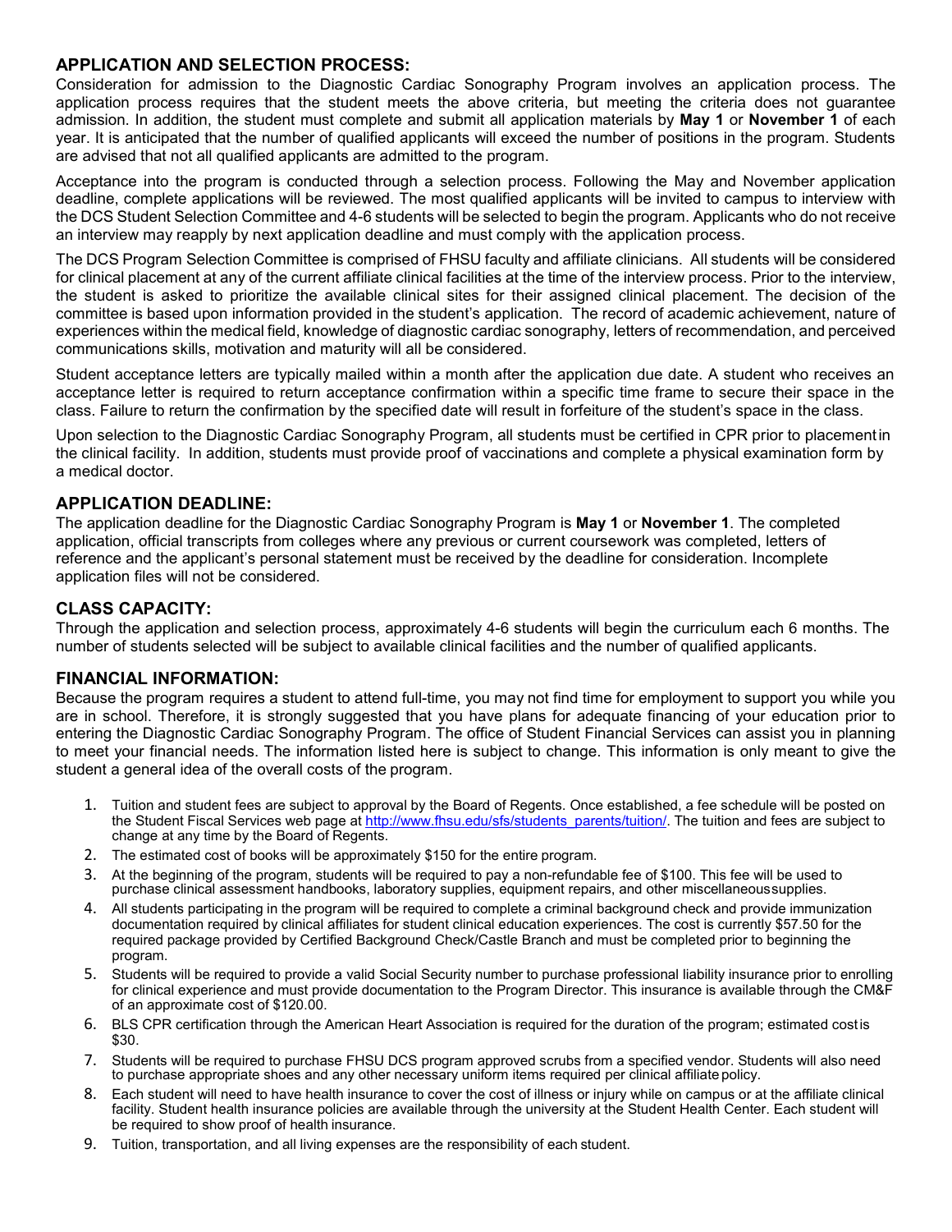## APPLICATION AND SELECTION PROCESS:

Consideration for admission to the Diagnostic Cardiac Sonography Program involves an application process. The application process requires that the student meets the above criteria, but meeting the criteria does not guarantee admission. In addition, the student must complete and submit all application materials by **May 1** or **November 1** of each year. It is anticipated that the number of qualified applicants will exceed the number of positions in the program. Students are advised that not all qualified applicants are admitted to the program.

Acceptance into the program is conducted through a selection process. Following the May and November application deadline, complete applications will be reviewed. The most qualified applicants will be invited to campus to interview with the DCS Student Selection Committee and 4-6 students will be selected to begin the program. Applicants who do not receive an interview may reapply by next application deadline and must comply with the application process.

The DCS Program Selection Committee is comprised of FHSU faculty and affiliate clinicians. All students will be considered for clinical placement at any of the current affiliate clinical facilities at the time of the interview process. Prior to the interview, the student is asked to prioritize the available clinical sites for their assigned clinical placement. The decision of the committee is based upon information provided in the student's application. The record of academic achievement, nature of experiences within the medical field, knowledge of diagnostic cardiac sonography, letters of recommendation, and perceived communications skills, motivation and maturity will all be considered.

Student acceptance letters are typically mailed within a month after the application due date. A student who receives an acceptance letter is required to return acceptance confirmation within a specific time frame to secure their space in the class. Failure to return the confirmation by the specified date will result in forfeiture of the student's space in the class.

Upon selection to the Diagnostic Cardiac Sonography Program, all students must be certified in CPR prior to placement in the clinical facility. In addition, students must provide proof of vaccinations and complete a physical examination form by a medical doctor.

## APPLICATION DEADLINE:

The application deadline for the Diagnostic Cardiac Sonography Program is **May 1** or **November 1**. The completed application, official transcripts from colleges where any previous or current coursework was completed, letters of reference and the applicant's personal statement must be received by the deadline for consideration. Incomplete application files will not be considered.

## CLASS CAPACITY:

Through the application and selection process, approximately 4-6 students will begin the curriculum each 6 months. The number of students selected will be subject to available clinical facilities and the number of qualified applicants.

## FINANCIAL INFORMATION:

Because the program requires a student to attend full-time, you may not find time for employment to support you while you are in school. Therefore, it is strongly suggested that you have plans for adequate financing of your education prior to entering the Diagnostic Cardiac Sonography Program. The office of Student Financial Services can assist you in planning to meet your financial needs. The information listed here is subject to change. This information is only meant to give the student a general idea of the overall costs of the program.

1. Tuition and student fees are subject to approval by the Board of Regents. Once established, a fee schedule will be posted on the Student Fiscal Services web page at http://www.fhsu.edu/sfs/students_parents/tuition/. The tuition and fees are subject to change at any time by the Board of Regents.
2. The estimated cost of books will be approximately $150 for the entire program.
3. At the beginning of the program, students will be required to pay a non-refundable fee of $100. This fee will be used to purchase clinical assessment handbooks, laboratory supplies, equipment repairs, and other miscellaneous supplies.
4. All students participating in the program will be required to complete a criminal background check and provide immunization documentation required by clinical affiliates for student clinical education experiences. The cost is currently $57.50 for the required package provided by Certified Background Check/Castle Branch and must be completed prior to beginning the program.
5. Students will be required to provide a valid Social Security number to purchase professional liability insurance prior to enrolling for clinical experience and must provide documentation to the Program Director. This insurance is available through the CM&F of an approximate cost of $120.00.
6. BLS CPR certification through the American Heart Association is required for the duration of the program; estimated cost is $30.
7. Students will be required to purchase FHSU DCS program approved scrubs from a specified vendor. Students will also need to purchase appropriate shoes and any other necessary uniform items required per clinical affiliate policy.
8. Each student will need to have health insurance to cover the cost of illness or injury while on campus or at the affiliate clinical facility. Student health insurance policies are available through the university at the Student Health Center. Each student will be required to show proof of health insurance.
9. Tuition, transportation, and all living expenses are the responsibility of each student.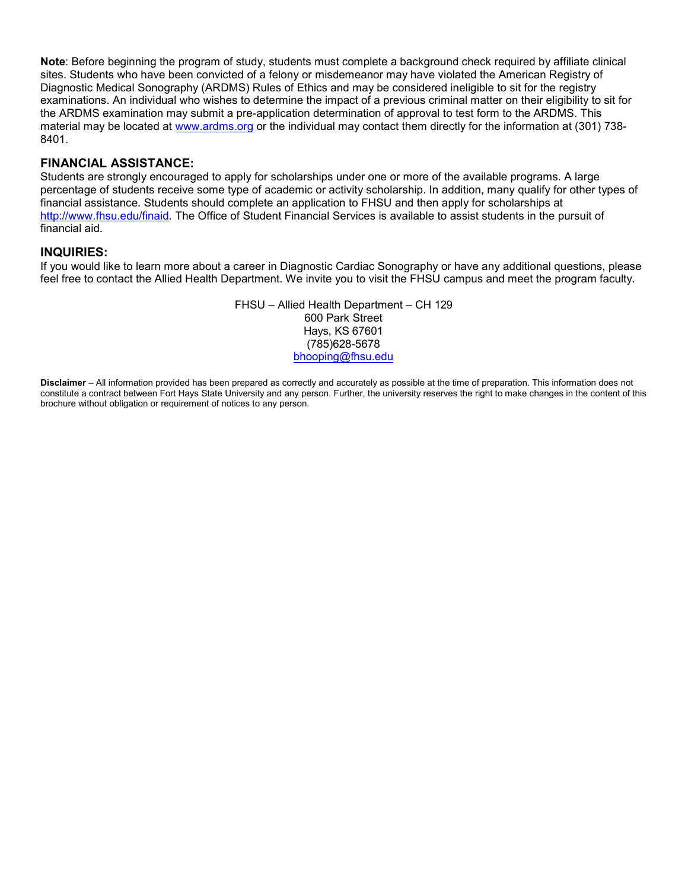**Note**: Before beginning the program of study, students must complete a background check required by affiliate clinical sites. Students who have been convicted of a felony or misdemeanor may have violated the American Registry of Diagnostic Medical Sonography (ARDMS) Rules of Ethics and may be considered ineligible to sit for the registry examinations. An individual who wishes to determine the impact of a previous criminal matter on their eligibility to sit for the ARDMS examination may submit a pre-application determination of approval to test form to the ARDMS. This material may be located at [www.ardms.org](www.ardms.org) or the individual may contact them directly for the information at (301) 738-8401.

## FINANCIAL ASSISTANCE:

Students are strongly encouraged to apply for scholarships under one or more of the available programs. A large percentage of students receive some type of academic or activity scholarship. In addition, many qualify for other types of financial assistance. Students should complete an application to FHSU and then apply for scholarships at [http://www.fhsu.edu/finaid](http://www.fhsu.edu/finaid). The Office of Student Financial Services is available to assist students in the pursuit of financial aid.

## INQUIRIES:

If you would like to learn more about a career in Diagnostic Cardiac Sonography or have any additional questions, please feel free to contact the Allied Health Department. We invite you to visit the FHSU campus and meet the program faculty.

FHSU – Allied Health Department – CH 129
600 Park Street
Hays, KS 67601
(785)628-5678
[bhooping@fhsu.edu](mailto:bhooping@fhsu.edu)

**Disclaimer** – All information provided has been prepared as correctly and accurately as possible at the time of preparation. This information does not constitute a contract between Fort Hays State University and any person. Further, the university reserves the right to make changes in the content of this brochure without obligation or requirement of notices to any person.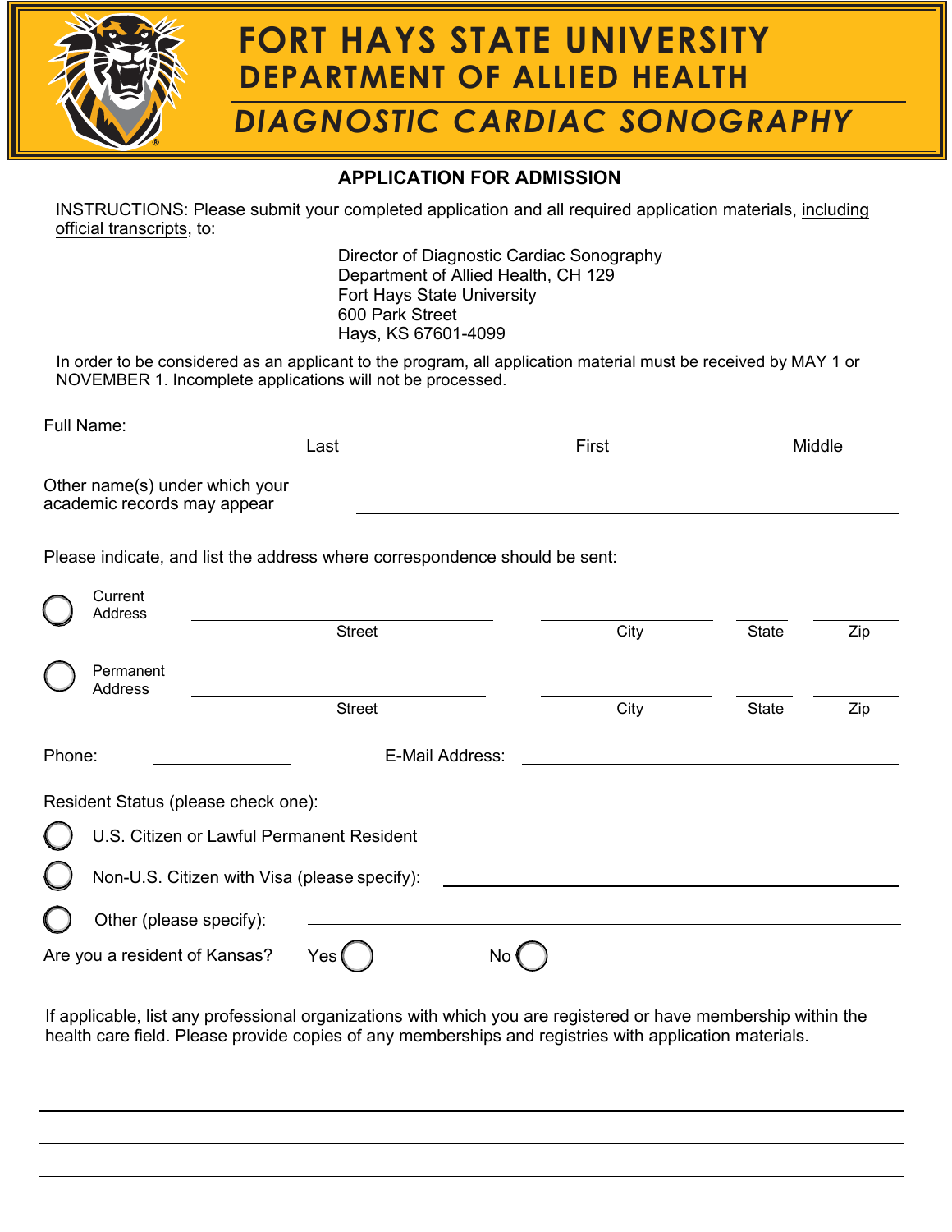# FORT HAYS STATE UNIVERSITY
## DEPARTMENT OF ALLIED HEALTH
## *DIAGNOSTIC CARDIAC SONOGRAPHY*

### APPLICATION FOR ADMISSION

INSTRUCTIONS: Please submit your completed application and all required application materials, including official transcripts, to:

Director of Diagnostic Cardiac Sonography
Department of Allied Health, CH 129
Fort Hays State University
600 Park Street
Hays, KS 67601-4099

In order to be considered as an applicant to the program, all application material must be received by MAY 1 or NOVEMBER 1. Incomplete applications will not be processed.

Full Name: ______________________ ______________________ ______________________
Last First Middle

Other name(s) under which your academic records may appear ______________________

Please indicate, and list the address where correspondence should be sent:

○ Current Address ______________________ ______________ ________ ________
Street City State Zip

○ Permanent Address ______________________ ______________ ________ ________
Street City State Zip

Phone: ______________ E-Mail Address: ______________________

Resident Status (please check one):

○ U.S. Citizen or Lawful Permanent Resident

○ Non-U.S. Citizen with Visa (please specify): ______________________

○ Other (please specify): ______________________

Are you a resident of Kansas? Yes ○ No ○

If applicable, list any professional organizations with which you are registered or have membership within the health care field. Please provide copies of any memberships and registries with application materials.

______________________________________________

______________________________________________

______________________________________________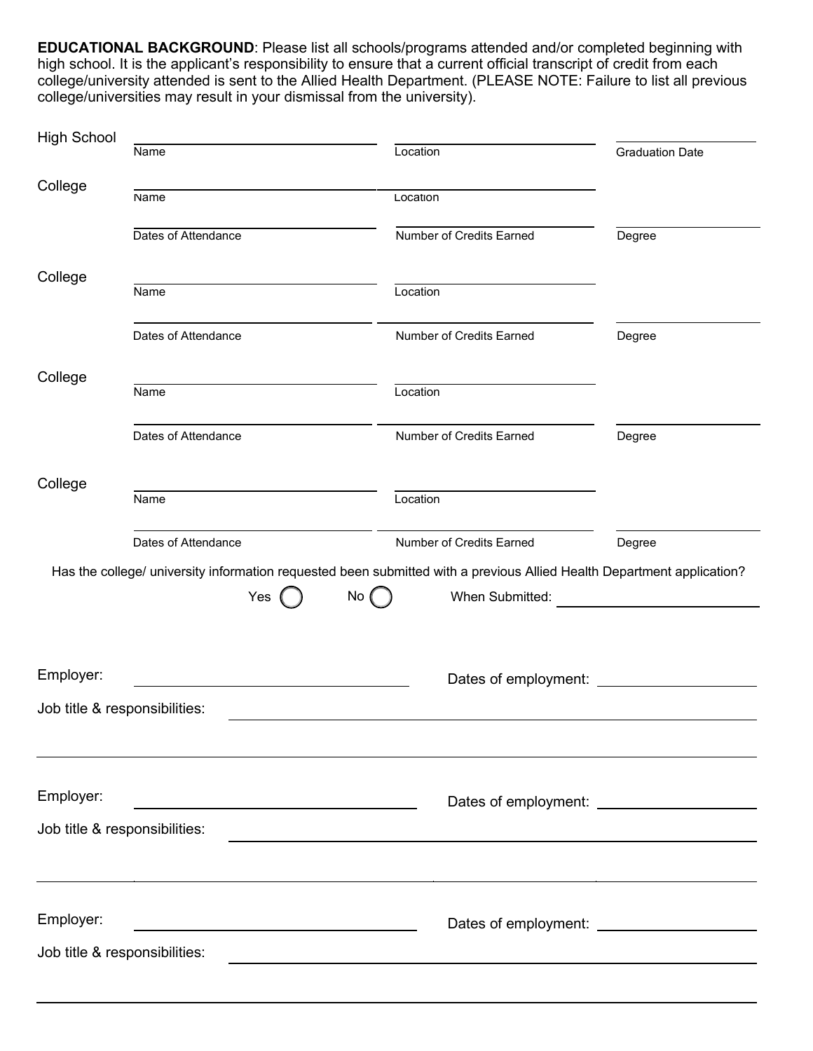**EDUCATIONAL BACKGROUND**: Please list all schools/programs attended and/or completed beginning with high school. It is the applicant's responsibility to ensure that a current official transcript of credit from each college/university attended is sent to the Allied Health Department. (PLEASE NOTE: Failure to list all previous college/universities may result in your dismissal from the university).

High School

| Name | Location | Graduation Date |
|---|---|---|
| | | |

College

| Name | Location | |
|---|---|---|
| | | |
| **Dates of Attendance** | **Number of Credits Earned** | **Degree** |
| | | |

College

| Name | Location | |
|---|---|---|
| | | |
| **Dates of Attendance** | **Number of Credits Earned** | **Degree** |
| | | |

College

| Name | Location | |
|---|---|---|
| | | |
| **Dates of Attendance** | **Number of Credits Earned** | **Degree** |
| | | |

College

| Name | Location | |
|---|---|---|
| | | |
| **Dates of Attendance** | **Number of Credits Earned** | **Degree** |
| | | |

Has the college/ university information requested been submitted with a previous Allied Health Department application?

Yes ◯ No ◯ When Submitted: ______________________

Employer: ______________________ Dates of employment: ______________________

Job title & responsibilities: ______________________

______________________

Employer: ______________________ Dates of employment: ______________________

Job title & responsibilities: ______________________

______________________

Employer: ______________________ Dates of employment: ______________________

Job title & responsibilities: ______________________

______________________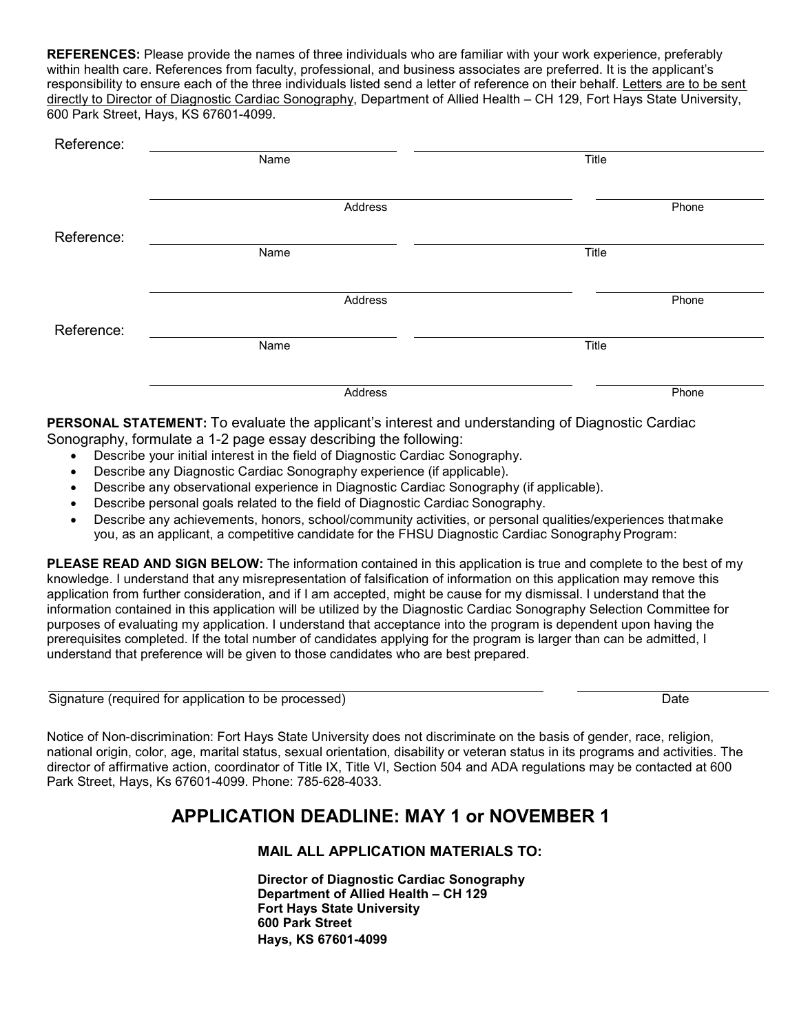**REFERENCES:** Please provide the names of three individuals who are familiar with your work experience, preferably within health care. References from faculty, professional, and business associates are preferred. It is the applicant's responsibility to ensure each of the three individuals listed send a letter of reference on their behalf. Letters are to be sent directly to Director of Diagnostic Cardiac Sonography, Department of Allied Health – CH 129, Fort Hays State University, 600 Park Street, Hays, KS 67601-4099.

Reference: ______________________________ ______________________________
Name Title

______________________________________________ ____________________
Address Phone

Reference: ______________________________ ______________________________
Name Title

______________________________________________ ____________________
Address Phone

Reference: ______________________________ ______________________________
Name Title

______________________________________________ ____________________
Address Phone

**PERSONAL STATEMENT:** To evaluate the applicant's interest and understanding of Diagnostic Cardiac Sonography, formulate a 1-2 page essay describing the following:

- Describe your initial interest in the field of Diagnostic Cardiac Sonography.
- Describe any Diagnostic Cardiac Sonography experience (if applicable).
- Describe any observational experience in Diagnostic Cardiac Sonography (if applicable).
- Describe personal goals related to the field of Diagnostic Cardiac Sonography.
- Describe any achievements, honors, school/community activities, or personal qualities/experiences that make you, as an applicant, a competitive candidate for the FHSU Diagnostic Cardiac Sonography Program:

**PLEASE READ AND SIGN BELOW:** The information contained in this application is true and complete to the best of my knowledge. I understand that any misrepresentation of falsification of information on this application may remove this application from further consideration, and if I am accepted, might be cause for my dismissal. I understand that the information contained in this application will be utilized by the Diagnostic Cardiac Sonography Selection Committee for purposes of evaluating my application. I understand that acceptance into the program is dependent upon having the prerequisites completed. If the total number of candidates applying for the program is larger than can be admitted, I understand that preference will be given to those candidates who are best prepared.

______________________________________________ ____________________
Signature (required for application to be processed) Date

Notice of Non-discrimination: Fort Hays State University does not discriminate on the basis of gender, race, religion, national origin, color, age, marital status, sexual orientation, disability or veteran status in its programs and activities. The director of affirmative action, coordinator of Title IX, Title VI, Section 504 and ADA regulations may be contacted at 600 Park Street, Hays, Ks 67601-4099. Phone: 785-628-4033.

## APPLICATION DEADLINE: MAY 1 or NOVEMBER 1

**MAIL ALL APPLICATION MATERIALS TO:**

**Director of Diagnostic Cardiac Sonography**
**Department of Allied Health – CH 129**
**Fort Hays State University**
**600 Park Street**
**Hays, KS 67601-4099**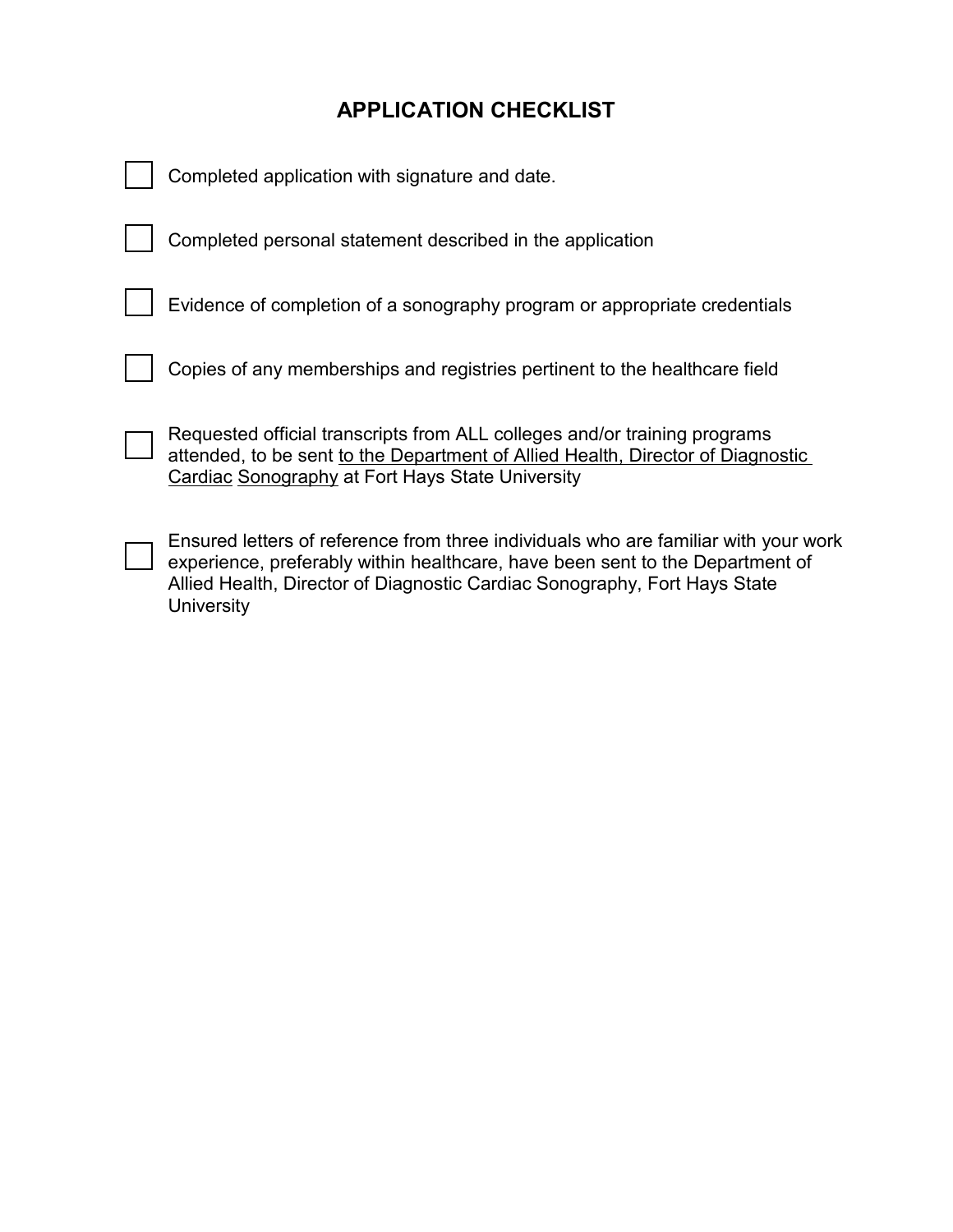# APPLICATION CHECKLIST

- [ ] Completed application with signature and date.

- [ ] Completed personal statement described in the application

- [ ] Evidence of completion of a sonography program or appropriate credentials

- [ ] Copies of any memberships and registries pertinent to the healthcare field

- [ ] Requested official transcripts from ALL colleges and/or training programs attended, to be sent to the Department of Allied Health, Director of Diagnostic Cardiac Sonography at Fort Hays State University

- [ ] Ensured letters of reference from three individuals who are familiar with your work experience, preferably within healthcare, have been sent to the Department of Allied Health, Director of Diagnostic Cardiac Sonography, Fort Hays State University